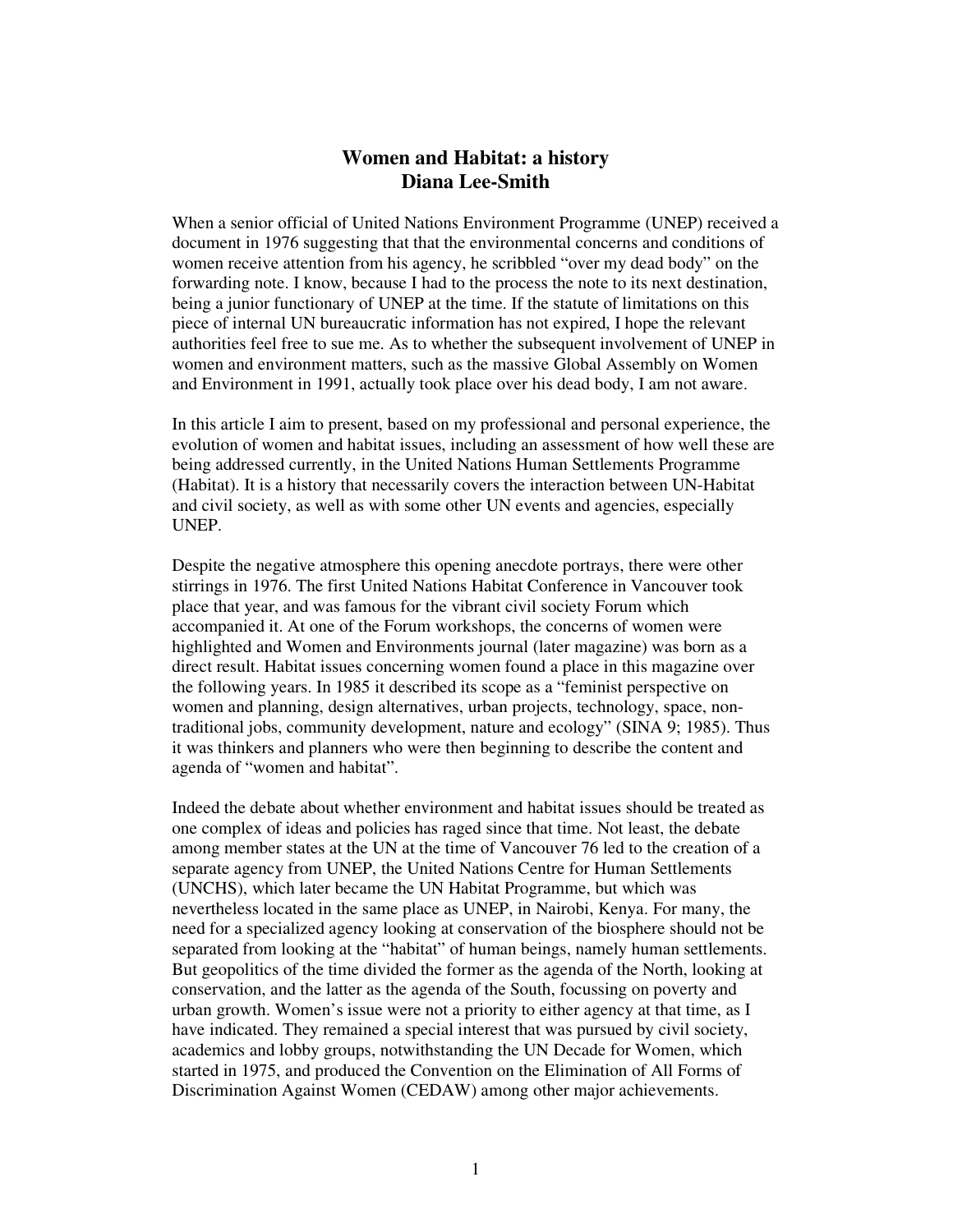# Women and Habitat: a history

**Diana Lee-Smith**

When a senior official of United Nations Environment Programme (UNEP) received a document in 1976 suggesting that that the environmental concerns and conditions of women receive attention from his agency, he scribbled "over my dead body" on the forwarding note. I know, because I had to the process the note to its next destination, being a junior functionary of UNEP at the time. If the statute of limitations on this piece of internal UN bureaucratic information has not expired, I hope the relevant authorities feel free to sue me. As to whether the subsequent involvement of UNEP in women and environment matters, such as the massive Global Assembly on Women and Environment in 1991, actually took place over his dead body, I am not aware.

In this article I aim to present, based on my professional and personal experience, the evolution of women and habitat issues, including an assessment of how well these are being addressed currently, in the United Nations Human Settlements Programme (Habitat). It is a history that necessarily covers the interaction between UN-Habitat and civil society, as well as with some other UN events and agencies, especially UNEP.

Despite the negative atmosphere this opening anecdote portrays, there were other stirrings in 1976. The first United Nations Habitat Conference in Vancouver took place that year, and was famous for the vibrant civil society Forum which accompanied it. At one of the Forum workshops, the concerns of women were highlighted and Women and Environments journal (later magazine) was born as a direct result. Habitat issues concerning women found a place in this magazine over the following years. In 1985 it described its scope as a "feminist perspective on women and planning, design alternatives, urban projects, technology, space, non-traditional jobs, community development, nature and ecology" (SINA 9; 1985). Thus it was thinkers and planners who were then beginning to describe the content and agenda of "women and habitat".

Indeed the debate about whether environment and habitat issues should be treated as one complex of ideas and policies has raged since that time. Not least, the debate among member states at the UN at the time of Vancouver 76 led to the creation of a separate agency from UNEP, the United Nations Centre for Human Settlements (UNCHS), which later became the UN Habitat Programme, but which was nevertheless located in the same place as UNEP, in Nairobi, Kenya. For many, the need for a specialized agency looking at conservation of the biosphere should not be separated from looking at the "habitat" of human beings, namely human settlements. But geopolitics of the time divided the former as the agenda of the North, looking at conservation, and the latter as the agenda of the South, focussing on poverty and urban growth. Women's issue were not a priority to either agency at that time, as I have indicated. They remained a special interest that was pursued by civil society, academics and lobby groups, notwithstanding the UN Decade for Women, which started in 1975, and produced the Convention on the Elimination of All Forms of Discrimination Against Women (CEDAW) among other major achievements.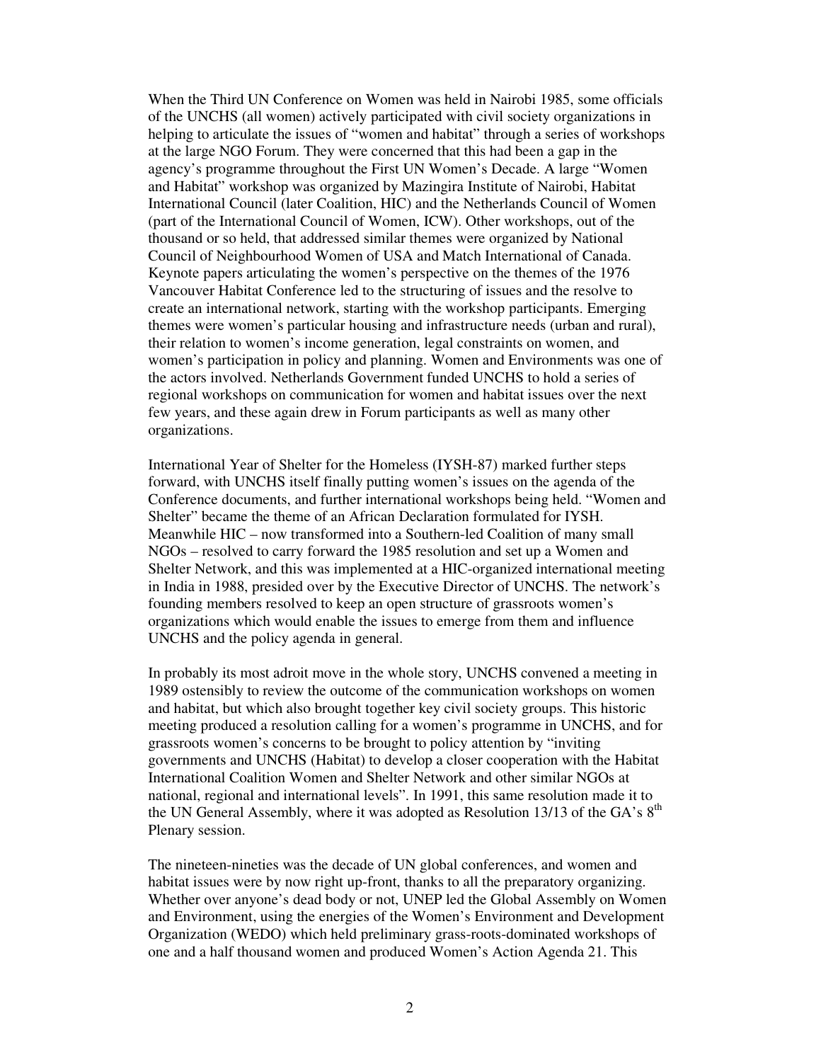When the Third UN Conference on Women was held in Nairobi 1985, some officials of the UNCHS (all women) actively participated with civil society organizations in helping to articulate the issues of "women and habitat" through a series of workshops at the large NGO Forum. They were concerned that this had been a gap in the agency's programme throughout the First UN Women's Decade. A large "Women and Habitat" workshop was organized by Mazingira Institute of Nairobi, Habitat International Council (later Coalition, HIC) and the Netherlands Council of Women (part of the International Council of Women, ICW). Other workshops, out of the thousand or so held, that addressed similar themes were organized by National Council of Neighbourhood Women of USA and Match International of Canada. Keynote papers articulating the women's perspective on the themes of the 1976 Vancouver Habitat Conference led to the structuring of issues and the resolve to create an international network, starting with the workshop participants. Emerging themes were women's particular housing and infrastructure needs (urban and rural), their relation to women's income generation, legal constraints on women, and women's participation in policy and planning. Women and Environments was one of the actors involved. Netherlands Government funded UNCHS to hold a series of regional workshops on communication for women and habitat issues over the next few years, and these again drew in Forum participants as well as many other organizations.

International Year of Shelter for the Homeless (IYSH-87) marked further steps forward, with UNCHS itself finally putting women's issues on the agenda of the Conference documents, and further international workshops being held. "Women and Shelter" became the theme of an African Declaration formulated for IYSH. Meanwhile HIC – now transformed into a Southern-led Coalition of many small NGOs – resolved to carry forward the 1985 resolution and set up a Women and Shelter Network, and this was implemented at a HIC-organized international meeting in India in 1988, presided over by the Executive Director of UNCHS. The network's founding members resolved to keep an open structure of grassroots women's organizations which would enable the issues to emerge from them and influence UNCHS and the policy agenda in general.

In probably its most adroit move in the whole story, UNCHS convened a meeting in 1989 ostensibly to review the outcome of the communication workshops on women and habitat, but which also brought together key civil society groups. This historic meeting produced a resolution calling for a women's programme in UNCHS, and for grassroots women's concerns to be brought to policy attention by "inviting governments and UNCHS (Habitat) to develop a closer cooperation with the Habitat International Coalition Women and Shelter Network and other similar NGOs at national, regional and international levels". In 1991, this same resolution made it to the UN General Assembly, where it was adopted as Resolution 13/13 of the GA's 8th Plenary session.

The nineteen-nineties was the decade of UN global conferences, and women and habitat issues were by now right up-front, thanks to all the preparatory organizing. Whether over anyone's dead body or not, UNEP led the Global Assembly on Women and Environment, using the energies of the Women's Environment and Development Organization (WEDO) which held preliminary grass-roots-dominated workshops of one and a half thousand women and produced Women's Action Agenda 21. This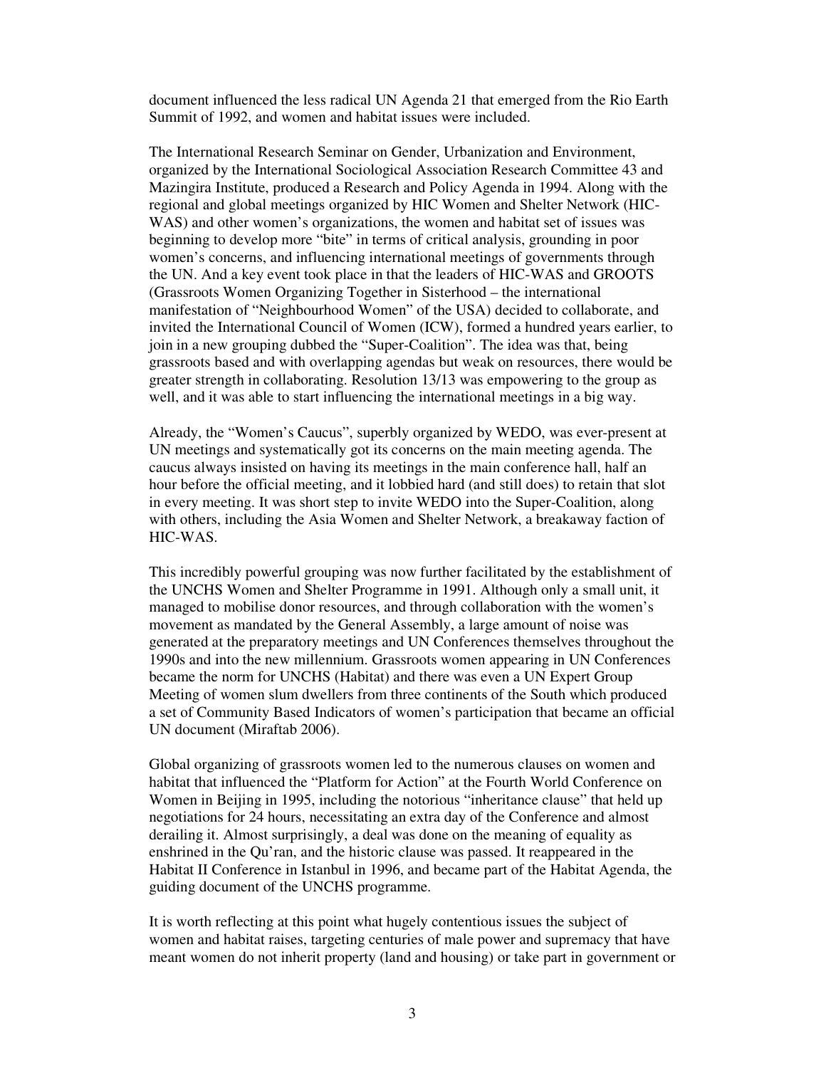document influenced the less radical UN Agenda 21 that emerged from the Rio Earth Summit of 1992, and women and habitat issues were included.

The International Research Seminar on Gender, Urbanization and Environment, organized by the International Sociological Association Research Committee 43 and Mazingira Institute, produced a Research and Policy Agenda in 1994. Along with the regional and global meetings organized by HIC Women and Shelter Network (HIC-WAS) and other women's organizations, the women and habitat set of issues was beginning to develop more "bite" in terms of critical analysis, grounding in poor women's concerns, and influencing international meetings of governments through the UN. And a key event took place in that the leaders of HIC-WAS and GROOTS (Grassroots Women Organizing Together in Sisterhood – the international manifestation of "Neighbourhood Women" of the USA) decided to collaborate, and invited the International Council of Women (ICW), formed a hundred years earlier, to join in a new grouping dubbed the "Super-Coalition". The idea was that, being grassroots based and with overlapping agendas but weak on resources, there would be greater strength in collaborating. Resolution 13/13 was empowering to the group as well, and it was able to start influencing the international meetings in a big way.

Already, the "Women's Caucus", superbly organized by WEDO, was ever-present at UN meetings and systematically got its concerns on the main meeting agenda. The caucus always insisted on having its meetings in the main conference hall, half an hour before the official meeting, and it lobbied hard (and still does) to retain that slot in every meeting. It was short step to invite WEDO into the Super-Coalition, along with others, including the Asia Women and Shelter Network, a breakaway faction of HIC-WAS.

This incredibly powerful grouping was now further facilitated by the establishment of the UNCHS Women and Shelter Programme in 1991. Although only a small unit, it managed to mobilise donor resources, and through collaboration with the women's movement as mandated by the General Assembly, a large amount of noise was generated at the preparatory meetings and UN Conferences themselves throughout the 1990s and into the new millennium. Grassroots women appearing in UN Conferences became the norm for UNCHS (Habitat) and there was even a UN Expert Group Meeting of women slum dwellers from three continents of the South which produced a set of Community Based Indicators of women's participation that became an official UN document (Miraftab 2006).

Global organizing of grassroots women led to the numerous clauses on women and habitat that influenced the "Platform for Action" at the Fourth World Conference on Women in Beijing in 1995, including the notorious "inheritance clause" that held up negotiations for 24 hours, necessitating an extra day of the Conference and almost derailing it. Almost surprisingly, a deal was done on the meaning of equality as enshrined in the Qu'ran, and the historic clause was passed. It reappeared in the Habitat II Conference in Istanbul in 1996, and became part of the Habitat Agenda, the guiding document of the UNCHS programme.

It is worth reflecting at this point what hugely contentious issues the subject of women and habitat raises, targeting centuries of male power and supremacy that have meant women do not inherit property (land and housing) or take part in government or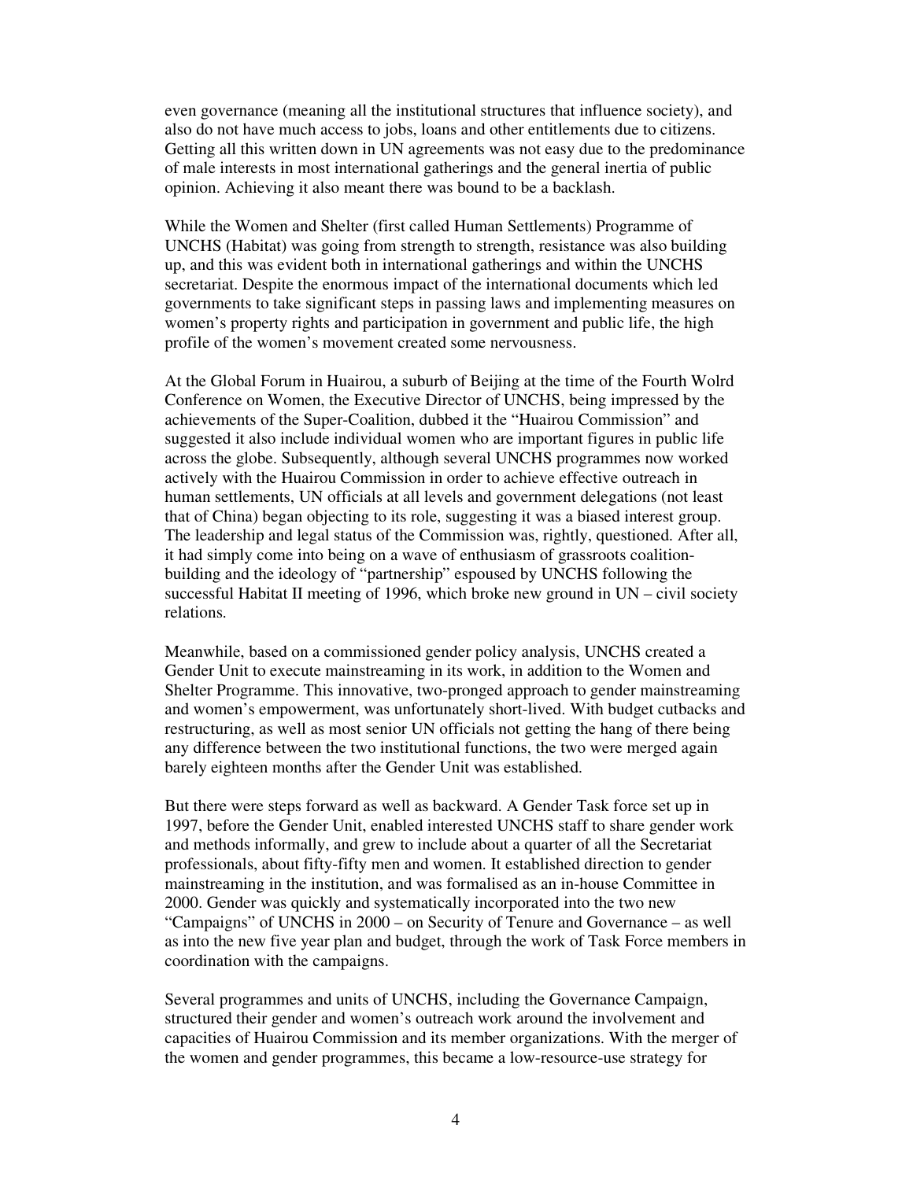even governance (meaning all the institutional structures that influence society), and also do not have much access to jobs, loans and other entitlements due to citizens. Getting all this written down in UN agreements was not easy due to the predominance of male interests in most international gatherings and the general inertia of public opinion. Achieving it also meant there was bound to be a backlash.

While the Women and Shelter (first called Human Settlements) Programme of UNCHS (Habitat) was going from strength to strength, resistance was also building up, and this was evident both in international gatherings and within the UNCHS secretariat. Despite the enormous impact of the international documents which led governments to take significant steps in passing laws and implementing measures on women's property rights and participation in government and public life, the high profile of the women's movement created some nervousness.

At the Global Forum in Huairou, a suburb of Beijing at the time of the Fourth Wolrd Conference on Women, the Executive Director of UNCHS, being impressed by the achievements of the Super-Coalition, dubbed it the "Huairou Commission" and suggested it also include individual women who are important figures in public life across the globe. Subsequently, although several UNCHS programmes now worked actively with the Huairou Commission in order to achieve effective outreach in human settlements, UN officials at all levels and government delegations (not least that of China) began objecting to its role, suggesting it was a biased interest group. The leadership and legal status of the Commission was, rightly, questioned. After all, it had simply come into being on a wave of enthusiasm of grassroots coalition-building and the ideology of "partnership" espoused by UNCHS following the successful Habitat II meeting of 1996, which broke new ground in UN – civil society relations.

Meanwhile, based on a commissioned gender policy analysis, UNCHS created a Gender Unit to execute mainstreaming in its work, in addition to the Women and Shelter Programme. This innovative, two-pronged approach to gender mainstreaming and women's empowerment, was unfortunately short-lived. With budget cutbacks and restructuring, as well as most senior UN officials not getting the hang of there being any difference between the two institutional functions, the two were merged again barely eighteen months after the Gender Unit was established.

But there were steps forward as well as backward. A Gender Task force set up in 1997, before the Gender Unit, enabled interested UNCHS staff to share gender work and methods informally, and grew to include about a quarter of all the Secretariat professionals, about fifty-fifty men and women. It established direction to gender mainstreaming in the institution, and was formalised as an in-house Committee in 2000. Gender was quickly and systematically incorporated into the two new "Campaigns" of UNCHS in 2000 – on Security of Tenure and Governance – as well as into the new five year plan and budget, through the work of Task Force members in coordination with the campaigns.

Several programmes and units of UNCHS, including the Governance Campaign, structured their gender and women's outreach work around the involvement and capacities of Huairou Commission and its member organizations. With the merger of the women and gender programmes, this became a low-resource-use strategy for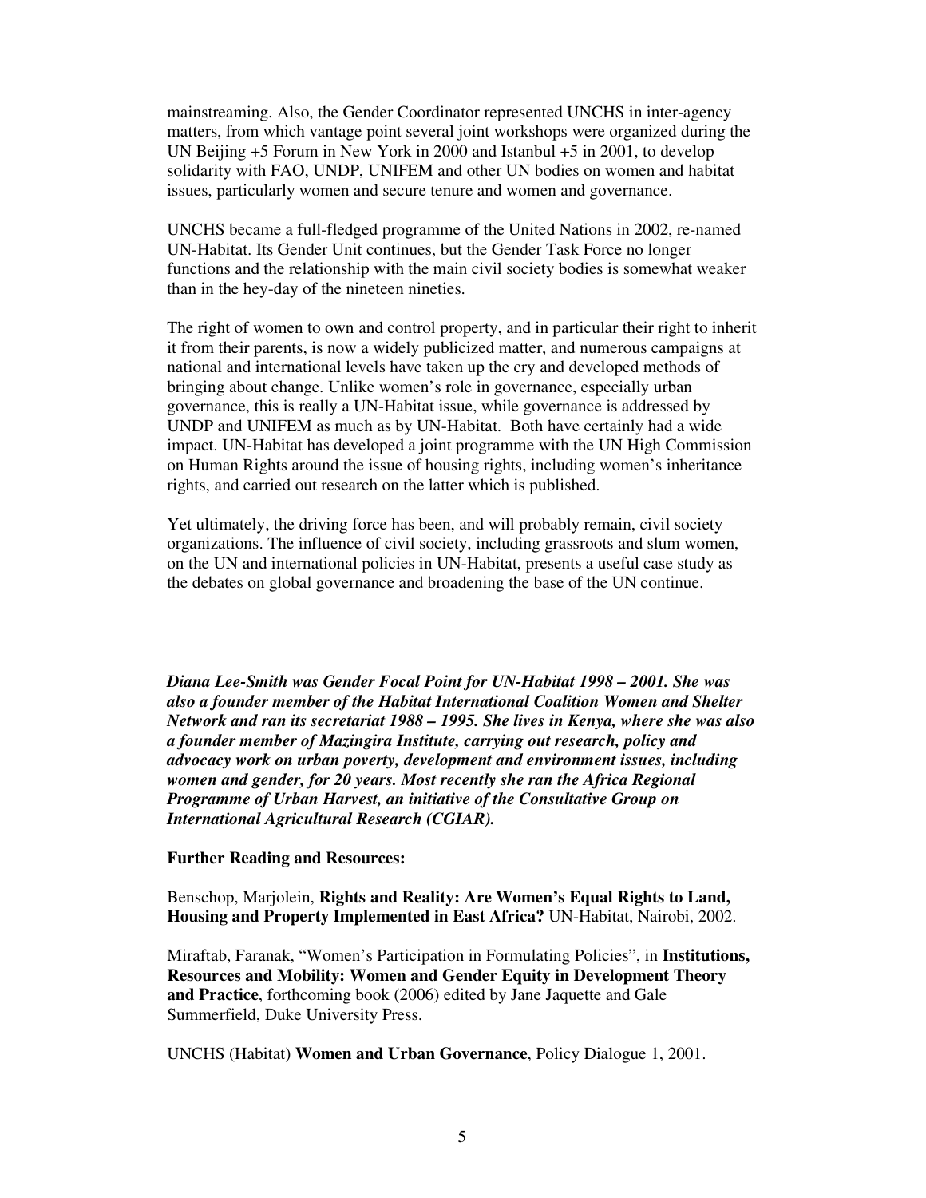mainstreaming. Also, the Gender Coordinator represented UNCHS in inter-agency matters, from which vantage point several joint workshops were organized during the UN Beijing +5 Forum in New York in 2000 and Istanbul +5 in 2001, to develop solidarity with FAO, UNDP, UNIFEM and other UN bodies on women and habitat issues, particularly women and secure tenure and women and governance.

UNCHS became a full-fledged programme of the United Nations in 2002, re-named UN-Habitat. Its Gender Unit continues, but the Gender Task Force no longer functions and the relationship with the main civil society bodies is somewhat weaker than in the hey-day of the nineteen nineties.

The right of women to own and control property, and in particular their right to inherit it from their parents, is now a widely publicized matter, and numerous campaigns at national and international levels have taken up the cry and developed methods of bringing about change. Unlike women's role in governance, especially urban governance, this is really a UN-Habitat issue, while governance is addressed by UNDP and UNIFEM as much as by UN-Habitat. Both have certainly had a wide impact. UN-Habitat has developed a joint programme with the UN High Commission on Human Rights around the issue of housing rights, including women's inheritance rights, and carried out research on the latter which is published.

Yet ultimately, the driving force has been, and will probably remain, civil society organizations. The influence of civil society, including grassroots and slum women, on the UN and international policies in UN-Habitat, presents a useful case study as the debates on global governance and broadening the base of the UN continue.

***Diana Lee-Smith was Gender Focal Point for UN-Habitat 1998 – 2001. She was also a founder member of the Habitat International Coalition Women and Shelter Network and ran its secretariat 1988 – 1995. She lives in Kenya, where she was also a founder member of Mazingira Institute, carrying out research, policy and advocacy work on urban poverty, development and environment issues, including women and gender, for 20 years. Most recently she ran the Africa Regional Programme of Urban Harvest, an initiative of the Consultative Group on International Agricultural Research (CGIAR).***

**Further Reading and Resources:**

Benschop, Marjolein, **Rights and Reality: Are Women's Equal Rights to Land, Housing and Property Implemented in East Africa?** UN-Habitat, Nairobi, 2002.

Miraftab, Faranak, "Women's Participation in Formulating Policies", in **Institutions, Resources and Mobility: Women and Gender Equity in Development Theory and Practice**, forthcoming book (2006) edited by Jane Jaquette and Gale Summerfield, Duke University Press.

UNCHS (Habitat) **Women and Urban Governance**, Policy Dialogue 1, 2001.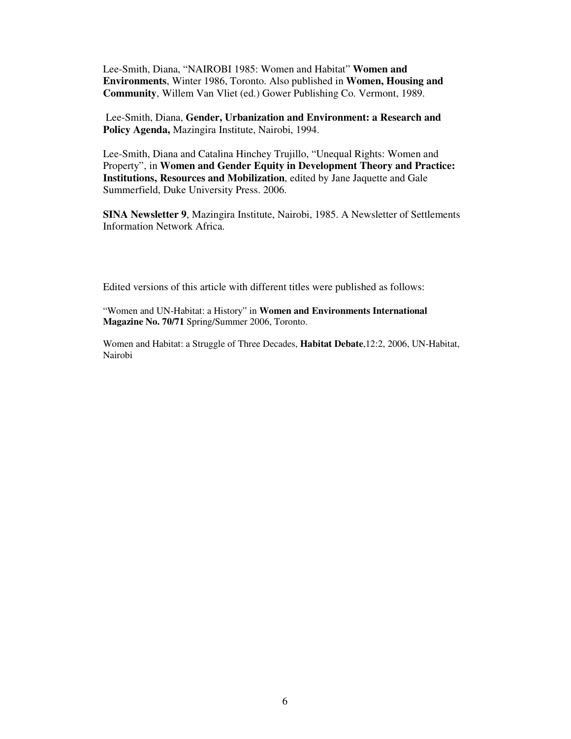Lee-Smith, Diana, “NAIROBI 1985: Women and Habitat” **Women and Environments**, Winter 1986, Toronto. Also published in **Women, Housing and Community**, Willem Van Vliet (ed.) Gower Publishing Co. Vermont, 1989.

Lee-Smith, Diana, **Gender, Urbanization and Environment: a Research and Policy Agenda,** Mazingira Institute, Nairobi, 1994.

Lee-Smith, Diana and Catalina Hinchey Trujillo, “Unequal Rights: Women and Property”, in **Women and Gender Equity in Development Theory and Practice: Institutions, Resources and Mobilization**, edited by Jane Jaquette and Gale Summerfield, Duke University Press. 2006.

**SINA Newsletter 9**, Mazingira Institute, Nairobi, 1985. A Newsletter of Settlements Information Network Africa.

Edited versions of this article with different titles were published as follows:

“Women and UN-Habitat: a History” in **Women and Environments International Magazine No. 70/71** Spring/Summer 2006, Toronto.

Women and Habitat: a Struggle of Three Decades, **Habitat Debate**,12:2, 2006, UN-Habitat, Nairobi